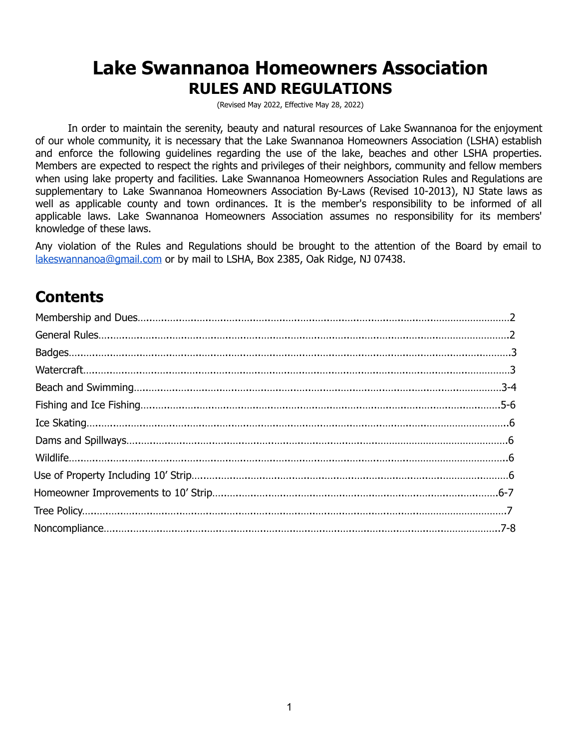# Lake Swannanoa Homeowners Association
## RULES AND REGULATIONS

(Revised May 2022, Effective May 28, 2022)

In order to maintain the serenity, beauty and natural resources of Lake Swannanoa for the enjoyment of our whole community, it is necessary that the Lake Swannanoa Homeowners Association (LSHA) establish and enforce the following guidelines regarding the use of the lake, beaches and other LSHA properties. Members are expected to respect the rights and privileges of their neighbors, community and fellow members when using lake property and facilities. Lake Swannanoa Homeowners Association Rules and Regulations are supplementary to Lake Swannanoa Homeowners Association By-Laws (Revised 10-2013), NJ State laws as well as applicable county and town ordinances. It is the member's responsibility to be informed of all applicable laws. Lake Swannanoa Homeowners Association assumes no responsibility for its members' knowledge of these laws.

Any violation of the Rules and Regulations should be brought to the attention of the Board by email to lakeswannanoa@gmail.com or by mail to LSHA, Box 2385, Oak Ridge, NJ 07438.

## Contents

Membership and Dues…………………………………………………………………………2

General Rules…………………………………………………………………………………2

Badges…………………………………………………………………………………………3

Watercraft……………………………………………………………………………………3

Beach and Swimming……………………………………………………………………3-4

Fishing and Ice Fishing…………………………………………………………………5-6

Ice Skating……………………………………………………………………………………6

Dams and Spillways…………………………………………………………………………6

Wildlife…………………………………………………………………………………………6

Use of Property Including 10' Strip………………………………………………………6

Homeowner Improvements to 10' Strip……………………………………………6-7

Tree Policy……………………………………………………………………………………7

Noncompliance……………………………………………………………………………7-8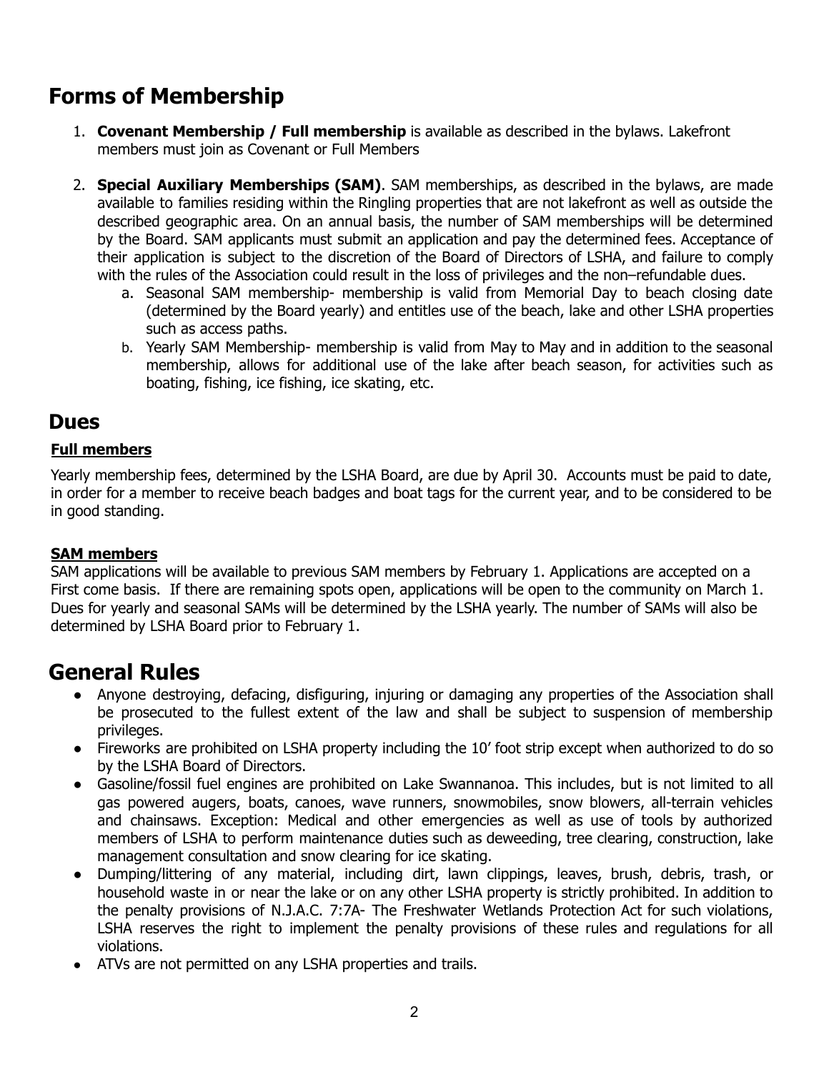# Forms of Membership

1. **Covenant Membership / Full membership** is available as described in the bylaws. Lakefront members must join as Covenant or Full Members

2. **Special Auxiliary Memberships (SAM)**. SAM memberships, as described in the bylaws, are made available to families residing within the Ringling properties that are not lakefront as well as outside the described geographic area. On an annual basis, the number of SAM memberships will be determined by the Board. SAM applicants must submit an application and pay the determined fees. Acceptance of their application is subject to the discretion of the Board of Directors of LSHA, and failure to comply with the rules of the Association could result in the loss of privileges and the non–refundable dues.
   a. Seasonal SAM membership- membership is valid from Memorial Day to beach closing date (determined by the Board yearly) and entitles use of the beach, lake and other LSHA properties such as access paths.
   b. Yearly SAM Membership- membership is valid from May to May and in addition to the seasonal membership, allows for additional use of the lake after beach season, for activities such as boating, fishing, ice fishing, ice skating, etc.

## Dues

### Full members

Yearly membership fees, determined by the LSHA Board, are due by April 30. Accounts must be paid to date, in order for a member to receive beach badges and boat tags for the current year, and to be considered to be in good standing.

### SAM members

SAM applications will be available to previous SAM members by February 1. Applications are accepted on a First come basis. If there are remaining spots open, applications will be open to the community on March 1. Dues for yearly and seasonal SAMs will be determined by the LSHA yearly. The number of SAMs will also be determined by LSHA Board prior to February 1.

# General Rules

- Anyone destroying, defacing, disfiguring, injuring or damaging any properties of the Association shall be prosecuted to the fullest extent of the law and shall be subject to suspension of membership privileges.
- Fireworks are prohibited on LSHA property including the 10' foot strip except when authorized to do so by the LSHA Board of Directors.
- Gasoline/fossil fuel engines are prohibited on Lake Swannanoa. This includes, but is not limited to all gas powered augers, boats, canoes, wave runners, snowmobiles, snow blowers, all-terrain vehicles and chainsaws. Exception: Medical and other emergencies as well as use of tools by authorized members of LSHA to perform maintenance duties such as deweeding, tree clearing, construction, lake management consultation and snow clearing for ice skating.
- Dumping/littering of any material, including dirt, lawn clippings, leaves, brush, debris, trash, or household waste in or near the lake or on any other LSHA property is strictly prohibited. In addition to the penalty provisions of N.J.A.C. 7:7A- The Freshwater Wetlands Protection Act for such violations, LSHA reserves the right to implement the penalty provisions of these rules and regulations for all violations.
- ATVs are not permitted on any LSHA properties and trails.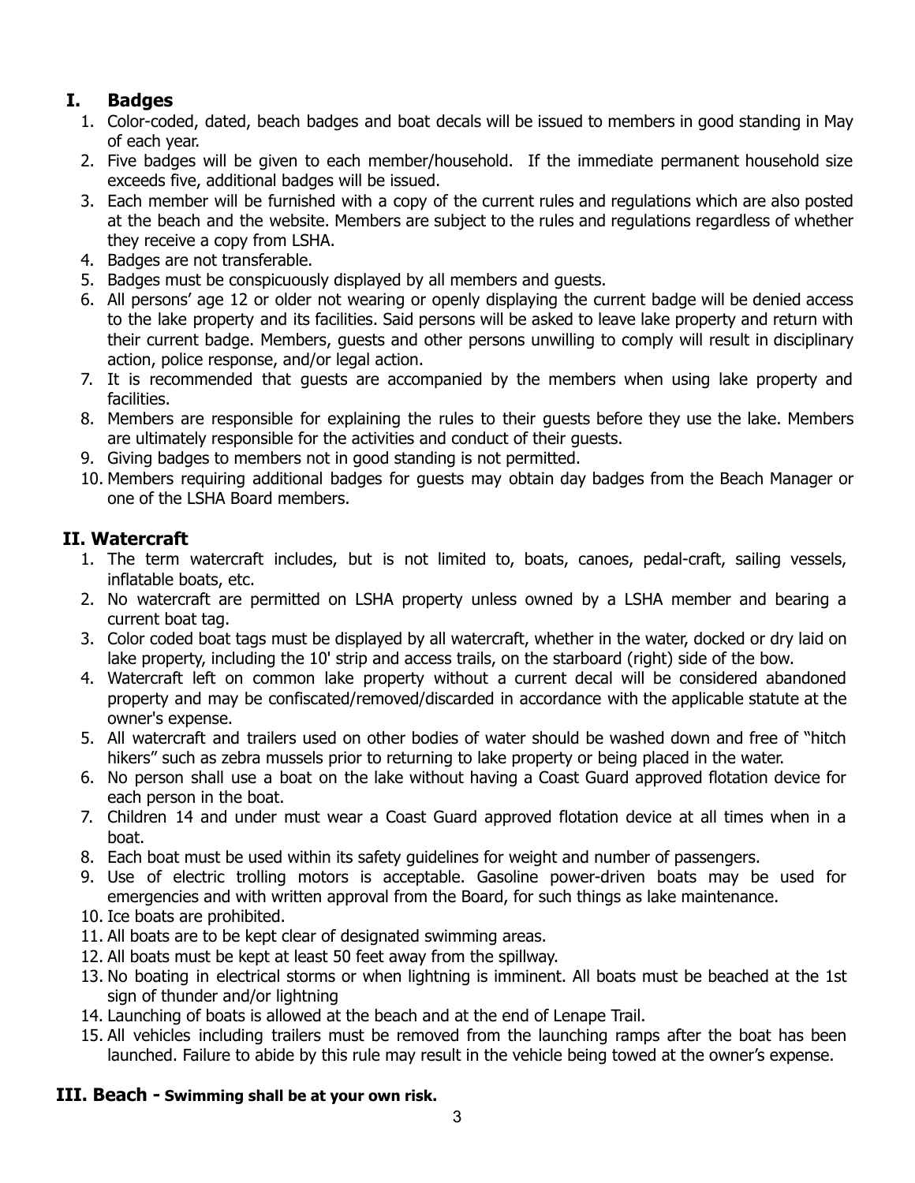## I. Badges

1. Color-coded, dated, beach badges and boat decals will be issued to members in good standing in May of each year.
2. Five badges will be given to each member/household. If the immediate permanent household size exceeds five, additional badges will be issued.
3. Each member will be furnished with a copy of the current rules and regulations which are also posted at the beach and the website. Members are subject to the rules and regulations regardless of whether they receive a copy from LSHA.
4. Badges are not transferable.
5. Badges must be conspicuously displayed by all members and guests.
6. All persons' age 12 or older not wearing or openly displaying the current badge will be denied access to the lake property and its facilities. Said persons will be asked to leave lake property and return with their current badge. Members, guests and other persons unwilling to comply will result in disciplinary action, police response, and/or legal action.
7. It is recommended that guests are accompanied by the members when using lake property and facilities.
8. Members are responsible for explaining the rules to their guests before they use the lake. Members are ultimately responsible for the activities and conduct of their guests.
9. Giving badges to members not in good standing is not permitted.
10. Members requiring additional badges for guests may obtain day badges from the Beach Manager or one of the LSHA Board members.

## II. Watercraft

1. The term watercraft includes, but is not limited to, boats, canoes, pedal-craft, sailing vessels, inflatable boats, etc.
2. No watercraft are permitted on LSHA property unless owned by a LSHA member and bearing a current boat tag.
3. Color coded boat tags must be displayed by all watercraft, whether in the water, docked or dry laid on lake property, including the 10' strip and access trails, on the starboard (right) side of the bow.
4. Watercraft left on common lake property without a current decal will be considered abandoned property and may be confiscated/removed/discarded in accordance with the applicable statute at the owner's expense.
5. All watercraft and trailers used on other bodies of water should be washed down and free of "hitch hikers" such as zebra mussels prior to returning to lake property or being placed in the water.
6. No person shall use a boat on the lake without having a Coast Guard approved flotation device for each person in the boat.
7. Children 14 and under must wear a Coast Guard approved flotation device at all times when in a boat.
8. Each boat must be used within its safety guidelines for weight and number of passengers.
9. Use of electric trolling motors is acceptable. Gasoline power-driven boats may be used for emergencies and with written approval from the Board, for such things as lake maintenance.
10. Ice boats are prohibited.
11. All boats are to be kept clear of designated swimming areas.
12. All boats must be kept at least 50 feet away from the spillway.
13. No boating in electrical storms or when lightning is imminent. All boats must be beached at the 1st sign of thunder and/or lightning
14. Launching of boats is allowed at the beach and at the end of Lenape Trail.
15. All vehicles including trailers must be removed from the launching ramps after the boat has been launched. Failure to abide by this rule may result in the vehicle being towed at the owner's expense.

## III. Beach - **Swimming shall be at your own risk.**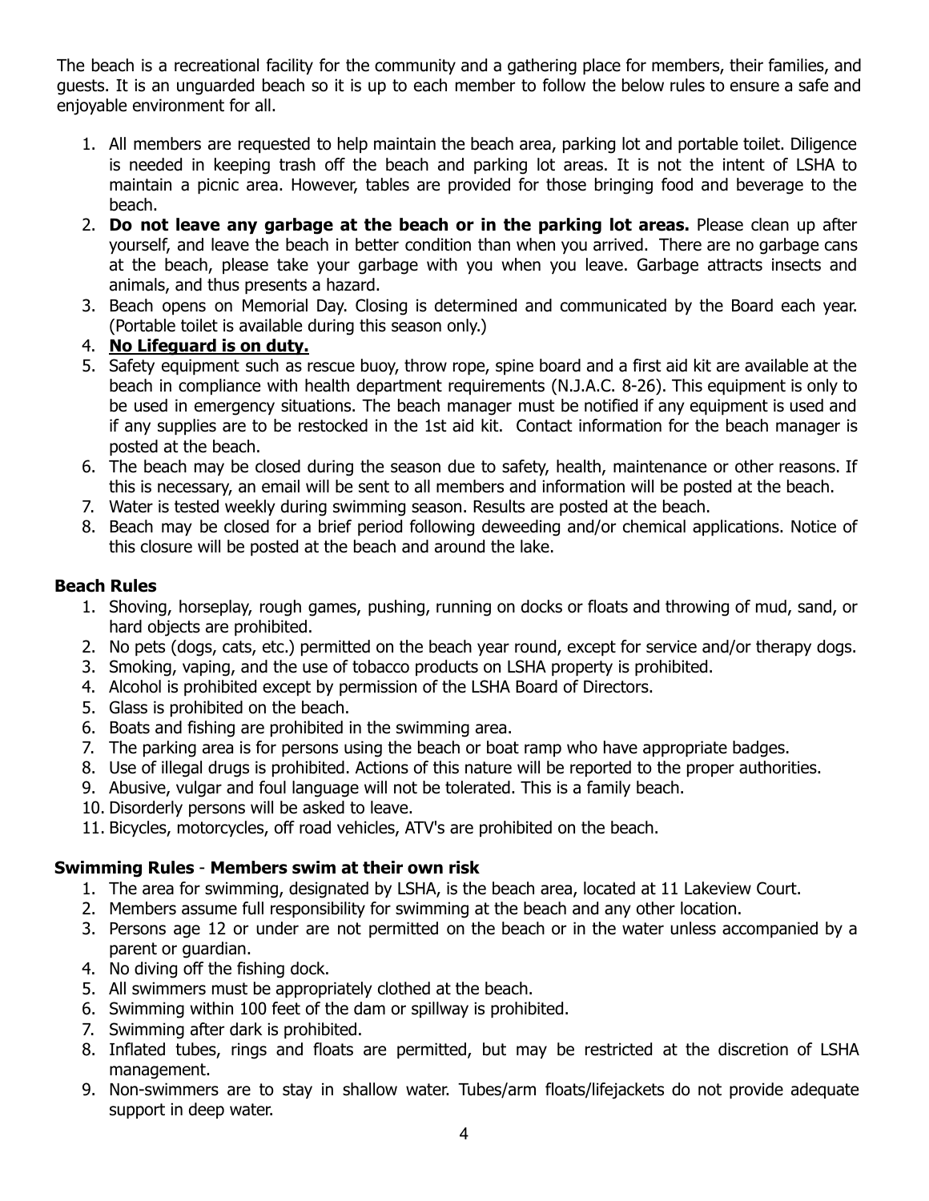The beach is a recreational facility for the community and a gathering place for members, their families, and guests. It is an unguarded beach so it is up to each member to follow the below rules to ensure a safe and enjoyable environment for all.

1. All members are requested to help maintain the beach area, parking lot and portable toilet. Diligence is needed in keeping trash off the beach and parking lot areas. It is not the intent of LSHA to maintain a picnic area. However, tables are provided for those bringing food and beverage to the beach.
2. **Do not leave any garbage at the beach or in the parking lot areas.** Please clean up after yourself, and leave the beach in better condition than when you arrived. There are no garbage cans at the beach, please take your garbage with you when you leave. Garbage attracts insects and animals, and thus presents a hazard.
3. Beach opens on Memorial Day. Closing is determined and communicated by the Board each year. (Portable toilet is available during this season only.)
4. <u>**No Lifeguard is on duty.**</u>
5. Safety equipment such as rescue buoy, throw rope, spine board and a first aid kit are available at the beach in compliance with health department requirements (N.J.A.C. 8-26). This equipment is only to be used in emergency situations. The beach manager must be notified if any equipment is used and if any supplies are to be restocked in the 1st aid kit. Contact information for the beach manager is posted at the beach.
6. The beach may be closed during the season due to safety, health, maintenance or other reasons. If this is necessary, an email will be sent to all members and information will be posted at the beach.
7. Water is tested weekly during swimming season. Results are posted at the beach.
8. Beach may be closed for a brief period following deweeding and/or chemical applications. Notice of this closure will be posted at the beach and around the lake.

## Beach Rules

1. Shoving, horseplay, rough games, pushing, running on docks or floats and throwing of mud, sand, or hard objects are prohibited.
2. No pets (dogs, cats, etc.) permitted on the beach year round, except for service and/or therapy dogs.
3. Smoking, vaping, and the use of tobacco products on LSHA property is prohibited.
4. Alcohol is prohibited except by permission of the LSHA Board of Directors.
5. Glass is prohibited on the beach.
6. Boats and fishing are prohibited in the swimming area.
7. The parking area is for persons using the beach or boat ramp who have appropriate badges.
8. Use of illegal drugs is prohibited. Actions of this nature will be reported to the proper authorities.
9. Abusive, vulgar and foul language will not be tolerated. This is a family beach.
10. Disorderly persons will be asked to leave.
11. Bicycles, motorcycles, off road vehicles, ATV's are prohibited on the beach.

## Swimming Rules - Members swim at their own risk

1. The area for swimming, designated by LSHA, is the beach area, located at 11 Lakeview Court.
2. Members assume full responsibility for swimming at the beach and any other location.
3. Persons age 12 or under are not permitted on the beach or in the water unless accompanied by a parent or guardian.
4. No diving off the fishing dock.
5. All swimmers must be appropriately clothed at the beach.
6. Swimming within 100 feet of the dam or spillway is prohibited.
7. Swimming after dark is prohibited.
8. Inflated tubes, rings and floats are permitted, but may be restricted at the discretion of LSHA management.
9. Non-swimmers are to stay in shallow water. Tubes/arm floats/lifejackets do not provide adequate support in deep water.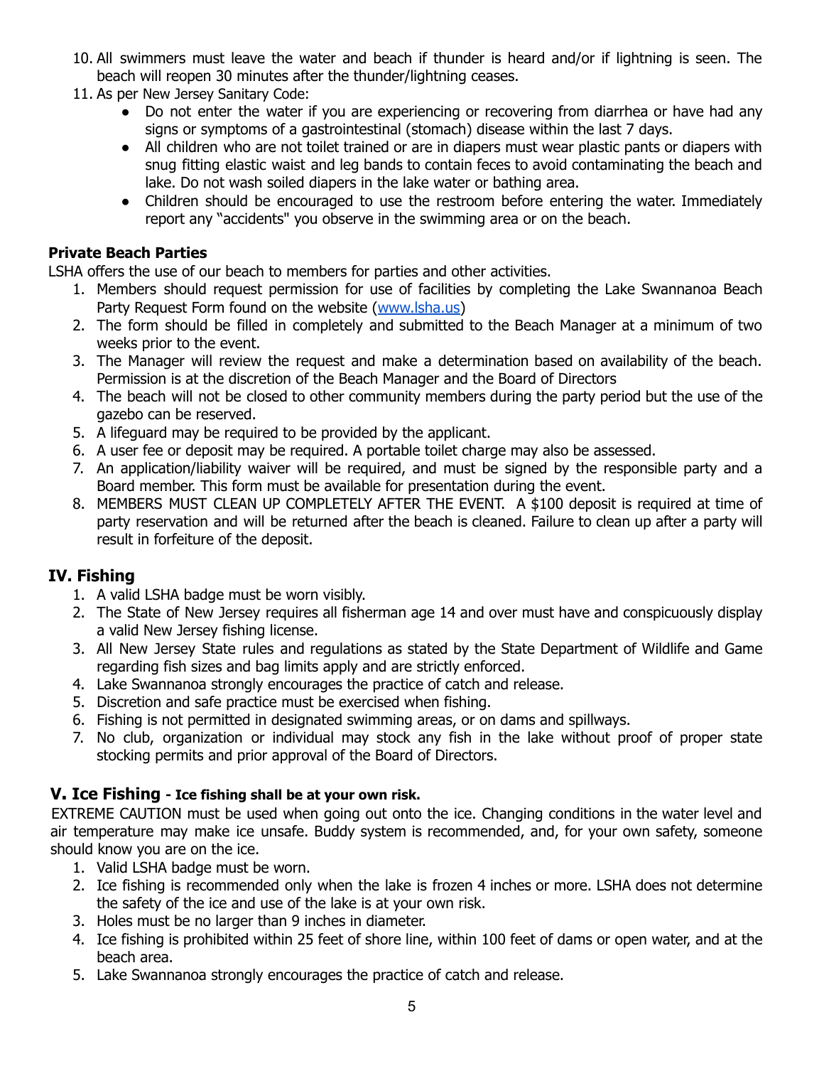10. All swimmers must leave the water and beach if thunder is heard and/or if lightning is seen. The beach will reopen 30 minutes after the thunder/lightning ceases.
11. As per New Jersey Sanitary Code:
    - Do not enter the water if you are experiencing or recovering from diarrhea or have had any signs or symptoms of a gastrointestinal (stomach) disease within the last 7 days.
    - All children who are not toilet trained or are in diapers must wear plastic pants or diapers with snug fitting elastic waist and leg bands to contain feces to avoid contaminating the beach and lake. Do not wash soiled diapers in the lake water or bathing area.
    - Children should be encouraged to use the restroom before entering the water. Immediately report any "accidents" you observe in the swimming area or on the beach.

**Private Beach Parties**

LSHA offers the use of our beach to members for parties and other activities.

1. Members should request permission for use of facilities by completing the Lake Swannanoa Beach Party Request Form found on the website ([www.lsha.us](http://www.lsha.us))
2. The form should be filled in completely and submitted to the Beach Manager at a minimum of two weeks prior to the event.
3. The Manager will review the request and make a determination based on availability of the beach. Permission is at the discretion of the Beach Manager and the Board of Directors
4. The beach will not be closed to other community members during the party period but the use of the gazebo can be reserved.
5. A lifeguard may be required to be provided by the applicant.
6. A user fee or deposit may be required. A portable toilet charge may also be assessed.
7. An application/liability waiver will be required, and must be signed by the responsible party and a Board member. This form must be available for presentation during the event.
8. MEMBERS MUST CLEAN UP COMPLETELY AFTER THE EVENT. A $100 deposit is required at time of party reservation and will be returned after the beach is cleaned. Failure to clean up after a party will result in forfeiture of the deposit.

## IV. Fishing

1. A valid LSHA badge must be worn visibly.
2. The State of New Jersey requires all fisherman age 14 and over must have and conspicuously display a valid New Jersey fishing license.
3. All New Jersey State rules and regulations as stated by the State Department of Wildlife and Game regarding fish sizes and bag limits apply and are strictly enforced.
4. Lake Swannanoa strongly encourages the practice of catch and release.
5. Discretion and safe practice must be exercised when fishing.
6. Fishing is not permitted in designated swimming areas, or on dams and spillways.
7. No club, organization or individual may stock any fish in the lake without proof of proper state stocking permits and prior approval of the Board of Directors.

## V. Ice Fishing - Ice fishing shall be at your own risk.

EXTREME CAUTION must be used when going out onto the ice. Changing conditions in the water level and air temperature may make ice unsafe. Buddy system is recommended, and, for your own safety, someone should know you are on the ice.

1. Valid LSHA badge must be worn.
2. Ice fishing is recommended only when the lake is frozen 4 inches or more. LSHA does not determine the safety of the ice and use of the lake is at your own risk.
3. Holes must be no larger than 9 inches in diameter.
4. Ice fishing is prohibited within 25 feet of shore line, within 100 feet of dams or open water, and at the beach area.
5. Lake Swannanoa strongly encourages the practice of catch and release.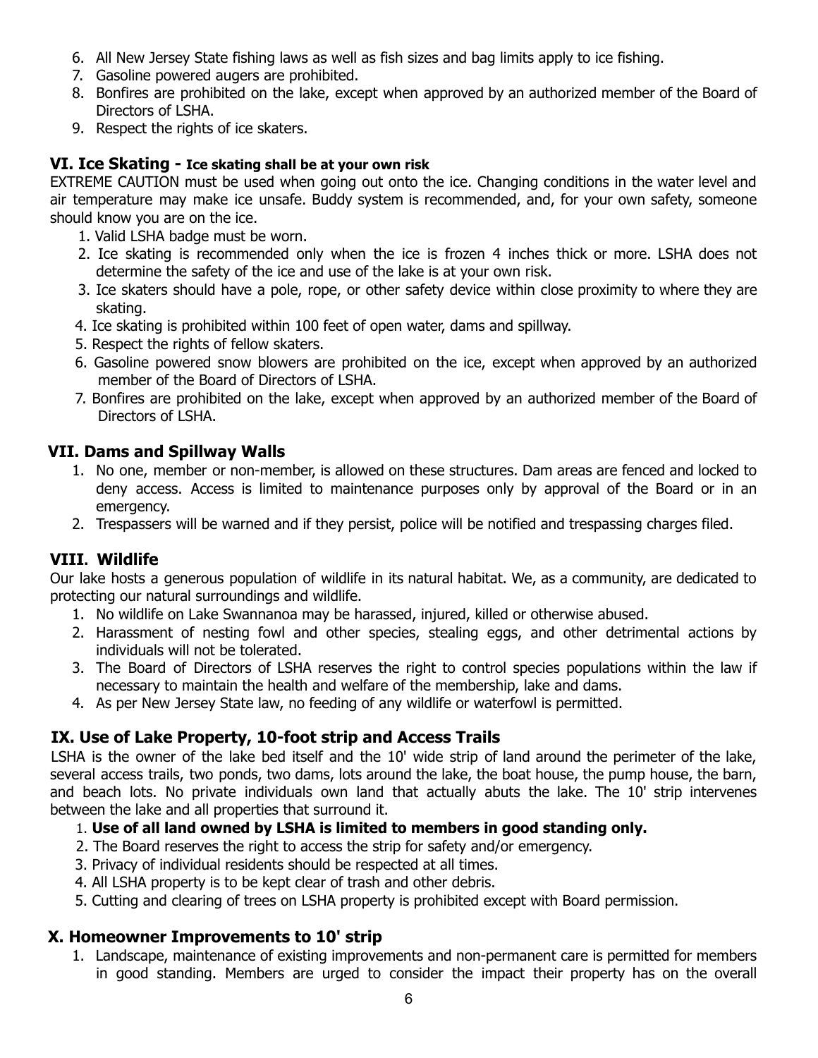6. All New Jersey State fishing laws as well as fish sizes and bag limits apply to ice fishing.
7. Gasoline powered augers are prohibited.
8. Bonfires are prohibited on the lake, except when approved by an authorized member of the Board of Directors of LSHA.
9. Respect the rights of ice skaters.

## VI. Ice Skating - **Ice skating shall be at your own risk**

EXTREME CAUTION must be used when going out onto the ice. Changing conditions in the water level and air temperature may make ice unsafe. Buddy system is recommended, and, for your own safety, someone should know you are on the ice.

1. Valid LSHA badge must be worn.
2. Ice skating is recommended only when the ice is frozen 4 inches thick or more. LSHA does not determine the safety of the ice and use of the lake is at your own risk.
3. Ice skaters should have a pole, rope, or other safety device within close proximity to where they are skating.
4. Ice skating is prohibited within 100 feet of open water, dams and spillway.
5. Respect the rights of fellow skaters.
6. Gasoline powered snow blowers are prohibited on the ice, except when approved by an authorized member of the Board of Directors of LSHA.
7. Bonfires are prohibited on the lake, except when approved by an authorized member of the Board of Directors of LSHA.

## VII. Dams and Spillway Walls

1. No one, member or non-member, is allowed on these structures. Dam areas are fenced and locked to deny access. Access is limited to maintenance purposes only by approval of the Board or in an emergency.
2. Trespassers will be warned and if they persist, police will be notified and trespassing charges filed.

## VIII. Wildlife

Our lake hosts a generous population of wildlife in its natural habitat. We, as a community, are dedicated to protecting our natural surroundings and wildlife.

1. No wildlife on Lake Swannanoa may be harassed, injured, killed or otherwise abused.
2. Harassment of nesting fowl and other species, stealing eggs, and other detrimental actions by individuals will not be tolerated.
3. The Board of Directors of LSHA reserves the right to control species populations within the law if necessary to maintain the health and welfare of the membership, lake and dams.
4. As per New Jersey State law, no feeding of any wildlife or waterfowl is permitted.

## IX. Use of Lake Property, 10-foot strip and Access Trails

LSHA is the owner of the lake bed itself and the 10' wide strip of land around the perimeter of the lake, several access trails, two ponds, two dams, lots around the lake, the boat house, the pump house, the barn, and beach lots. No private individuals own land that actually abuts the lake. The 10' strip intervenes between the lake and all properties that surround it.

1. **Use of all land owned by LSHA is limited to members in good standing only.**
2. The Board reserves the right to access the strip for safety and/or emergency.
3. Privacy of individual residents should be respected at all times.
4. All LSHA property is to be kept clear of trash and other debris.
5. Cutting and clearing of trees on LSHA property is prohibited except with Board permission.

## X. Homeowner Improvements to 10' strip

1. Landscape, maintenance of existing improvements and non-permanent care is permitted for members in good standing. Members are urged to consider the impact their property has on the overall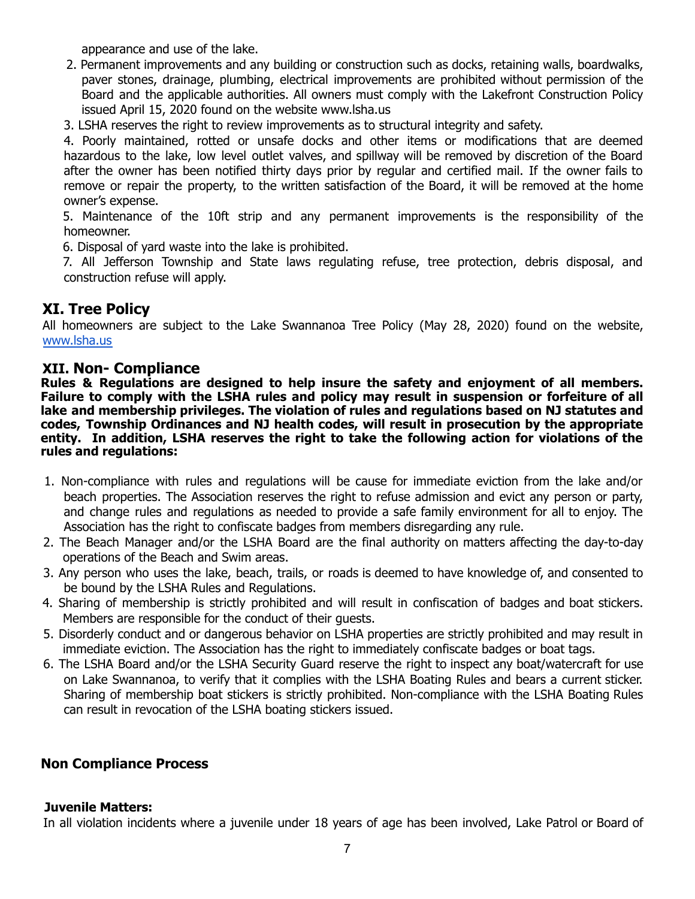appearance and use of the lake.

2. Permanent improvements and any building or construction such as docks, retaining walls, boardwalks, paver stones, drainage, plumbing, electrical improvements are prohibited without permission of the Board and the applicable authorities. All owners must comply with the Lakefront Construction Policy issued April 15, 2020 found on the website www.lsha.us
3. LSHA reserves the right to review improvements as to structural integrity and safety.
4. Poorly maintained, rotted or unsafe docks and other items or modifications that are deemed hazardous to the lake, low level outlet valves, and spillway will be removed by discretion of the Board after the owner has been notified thirty days prior by regular and certified mail. If the owner fails to remove or repair the property, to the written satisfaction of the Board, it will be removed at the home owner's expense.
5. Maintenance of the 10ft strip and any permanent improvements is the responsibility of the homeowner.
6. Disposal of yard waste into the lake is prohibited.
7. All Jefferson Township and State laws regulating refuse, tree protection, debris disposal, and construction refuse will apply.

## XI. Tree Policy

All homeowners are subject to the Lake Swannanoa Tree Policy (May 28, 2020) found on the website, www.lsha.us

## XII. Non- Compliance

**Rules & Regulations are designed to help insure the safety and enjoyment of all members. Failure to comply with the LSHA rules and policy may result in suspension or forfeiture of all lake and membership privileges. The violation of rules and regulations based on NJ statutes and codes, Township Ordinances and NJ health codes, will result in prosecution by the appropriate entity. In addition, LSHA reserves the right to take the following action for violations of the rules and regulations:**

1. Non-compliance with rules and regulations will be cause for immediate eviction from the lake and/or beach properties. The Association reserves the right to refuse admission and evict any person or party, and change rules and regulations as needed to provide a safe family environment for all to enjoy. The Association has the right to confiscate badges from members disregarding any rule.
2. The Beach Manager and/or the LSHA Board are the final authority on matters affecting the day-to-day operations of the Beach and Swim areas.
3. Any person who uses the lake, beach, trails, or roads is deemed to have knowledge of, and consented to be bound by the LSHA Rules and Regulations.
4. Sharing of membership is strictly prohibited and will result in confiscation of badges and boat stickers. Members are responsible for the conduct of their guests.
5. Disorderly conduct and or dangerous behavior on LSHA properties are strictly prohibited and may result in immediate eviction. The Association has the right to immediately confiscate badges or boat tags.
6. The LSHA Board and/or the LSHA Security Guard reserve the right to inspect any boat/watercraft for use on Lake Swannanoa, to verify that it complies with the LSHA Boating Rules and bears a current sticker. Sharing of membership boat stickers is strictly prohibited. Non-compliance with the LSHA Boating Rules can result in revocation of the LSHA boating stickers issued.

### Non Compliance Process

**Juvenile Matters:**

In all violation incidents where a juvenile under 18 years of age has been involved, Lake Patrol or Board of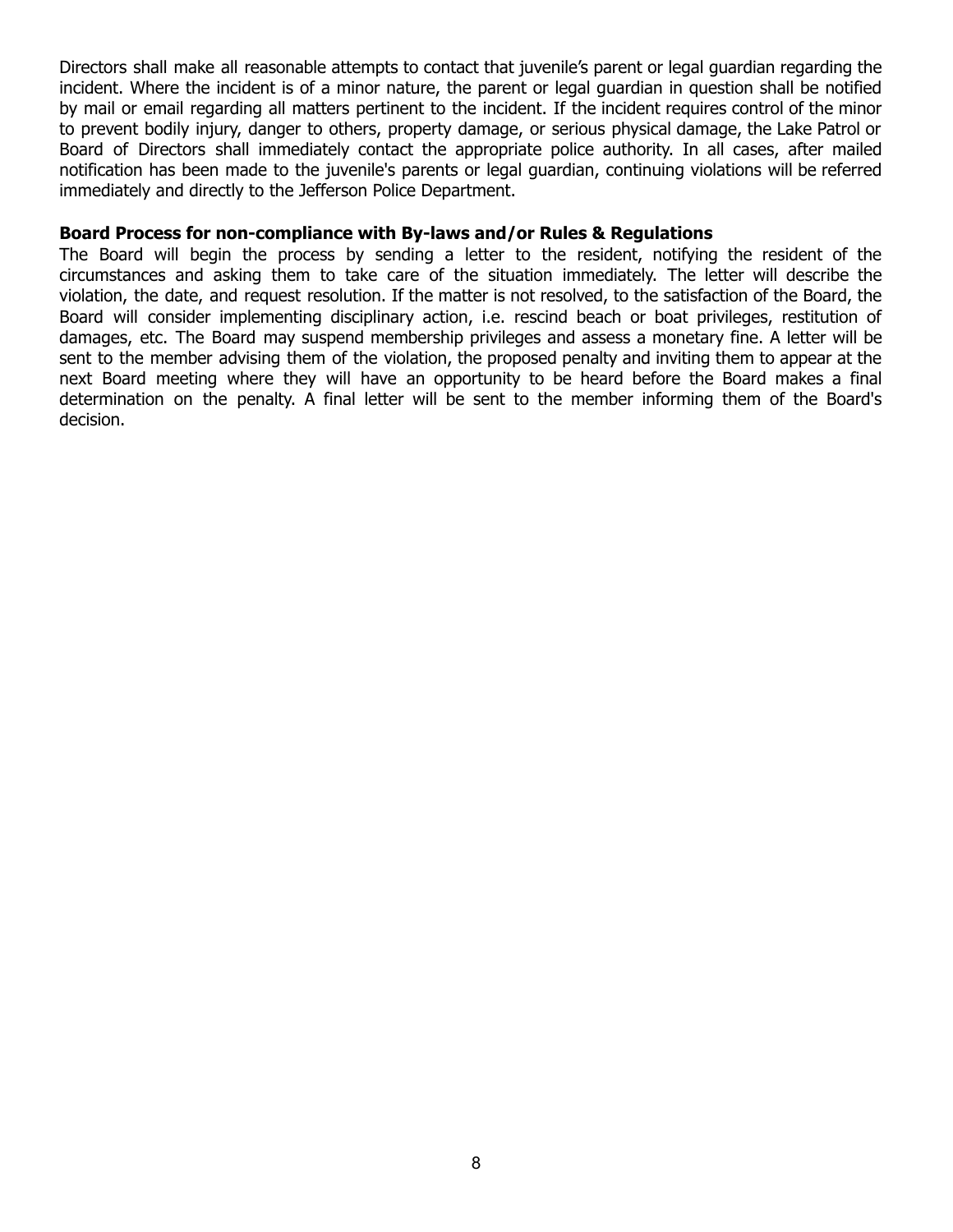Directors shall make all reasonable attempts to contact that juvenile's parent or legal guardian regarding the incident. Where the incident is of a minor nature, the parent or legal guardian in question shall be notified by mail or email regarding all matters pertinent to the incident. If the incident requires control of the minor to prevent bodily injury, danger to others, property damage, or serious physical damage, the Lake Patrol or Board of Directors shall immediately contact the appropriate police authority. In all cases, after mailed notification has been made to the juvenile's parents or legal guardian, continuing violations will be referred immediately and directly to the Jefferson Police Department.

**Board Process for non-compliance with By-laws and/or Rules & Regulations**

The Board will begin the process by sending a letter to the resident, notifying the resident of the circumstances and asking them to take care of the situation immediately. The letter will describe the violation, the date, and request resolution. If the matter is not resolved, to the satisfaction of the Board, the Board will consider implementing disciplinary action, i.e. rescind beach or boat privileges, restitution of damages, etc. The Board may suspend membership privileges and assess a monetary fine. A letter will be sent to the member advising them of the violation, the proposed penalty and inviting them to appear at the next Board meeting where they will have an opportunity to be heard before the Board makes a final determination on the penalty. A final letter will be sent to the member informing them of the Board's decision.